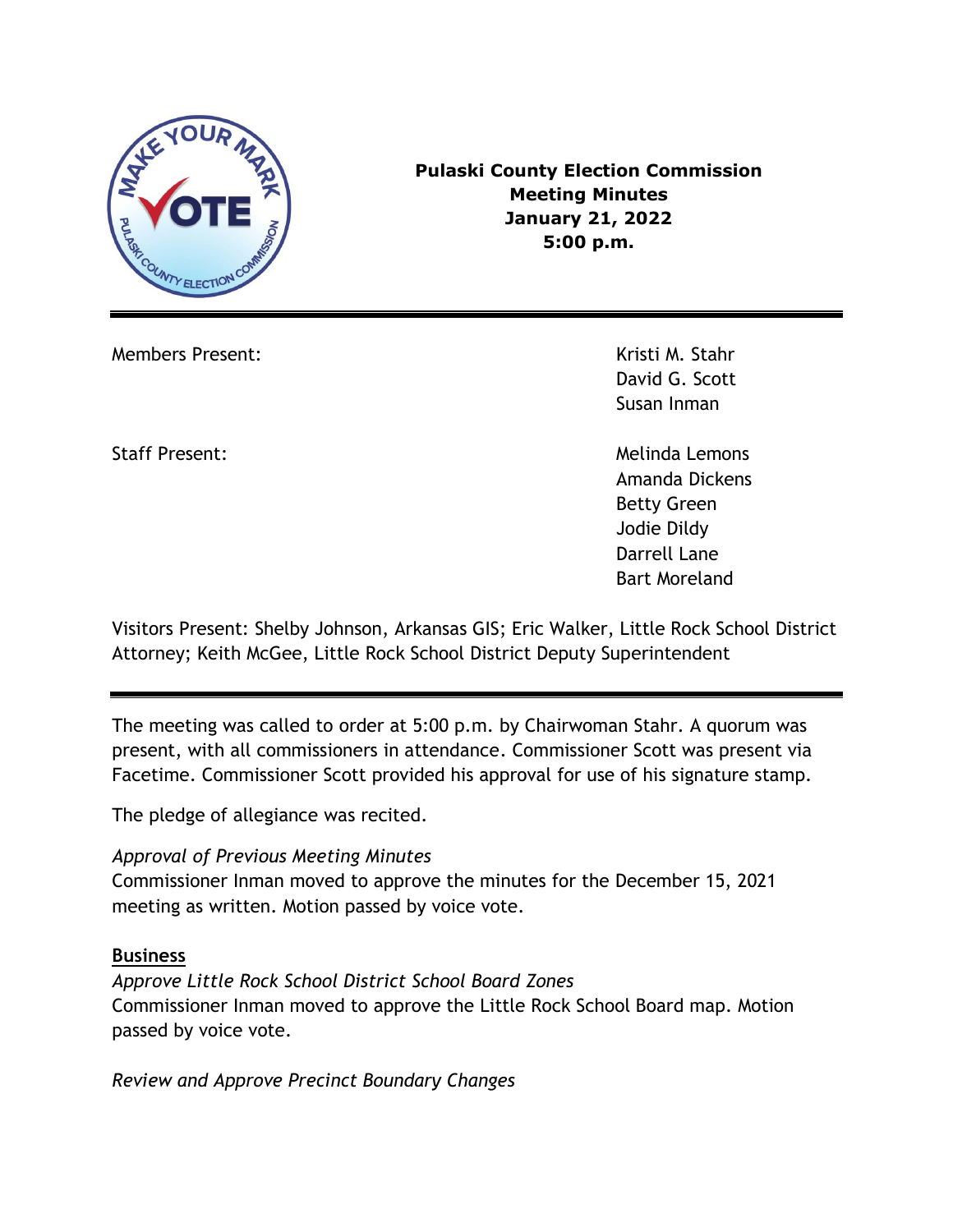**Pulaski County Election Commission**
**Meeting Minutes**
**January 21, 2022**
**5:00 p.m.**

---

Members Present: Kristi M. Stahr
David G. Scott
Susan Inman

Staff Present: Melinda Lemons
Amanda Dickens
Betty Green
Jodie Dildy
Darrell Lane
Bart Moreland

Visitors Present: Shelby Johnson, Arkansas GIS; Eric Walker, Little Rock School District Attorney; Keith McGee, Little Rock School District Deputy Superintendent

---

The meeting was called to order at 5:00 p.m. by Chairwoman Stahr. A quorum was present, with all commissioners in attendance. Commissioner Scott was present via Facetime. Commissioner Scott provided his approval for use of his signature stamp.

The pledge of allegiance was recited.

*Approval of Previous Meeting Minutes*
Commissioner Inman moved to approve the minutes for the December 15, 2021 meeting as written. Motion passed by voice vote.

**Business**

*Approve Little Rock School District School Board Zones*
Commissioner Inman moved to approve the Little Rock School Board map. Motion passed by voice vote.

*Review and Approve Precinct Boundary Changes*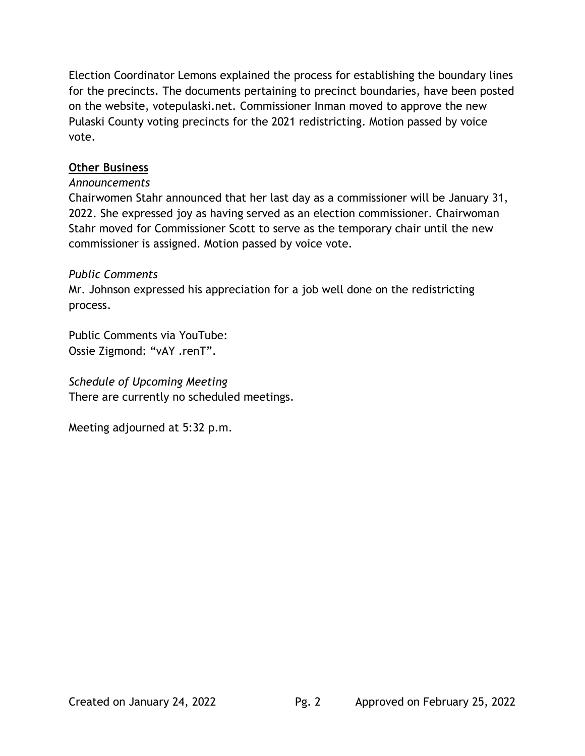Election Coordinator Lemons explained the process for establishing the boundary lines for the precincts. The documents pertaining to precinct boundaries, have been posted on the website, votepulaski.net. Commissioner Inman moved to approve the new Pulaski County voting precincts for the 2021 redistricting. Motion passed by voice vote.

**Other Business**

*Announcements*

Chairwomen Stahr announced that her last day as a commissioner will be January 31, 2022. She expressed joy as having served as an election commissioner. Chairwoman Stahr moved for Commissioner Scott to serve as the temporary chair until the new commissioner is assigned. Motion passed by voice vote.

*Public Comments*

Mr. Johnson expressed his appreciation for a job well done on the redistricting process.

Public Comments via YouTube:
Ossie Zigmond: "vAY .renT".

*Schedule of Upcoming Meeting*

There are currently no scheduled meetings.

Meeting adjourned at 5:32 p.m.

Created on January 24, 2022 Pg. 2 Approved on February 25, 2022